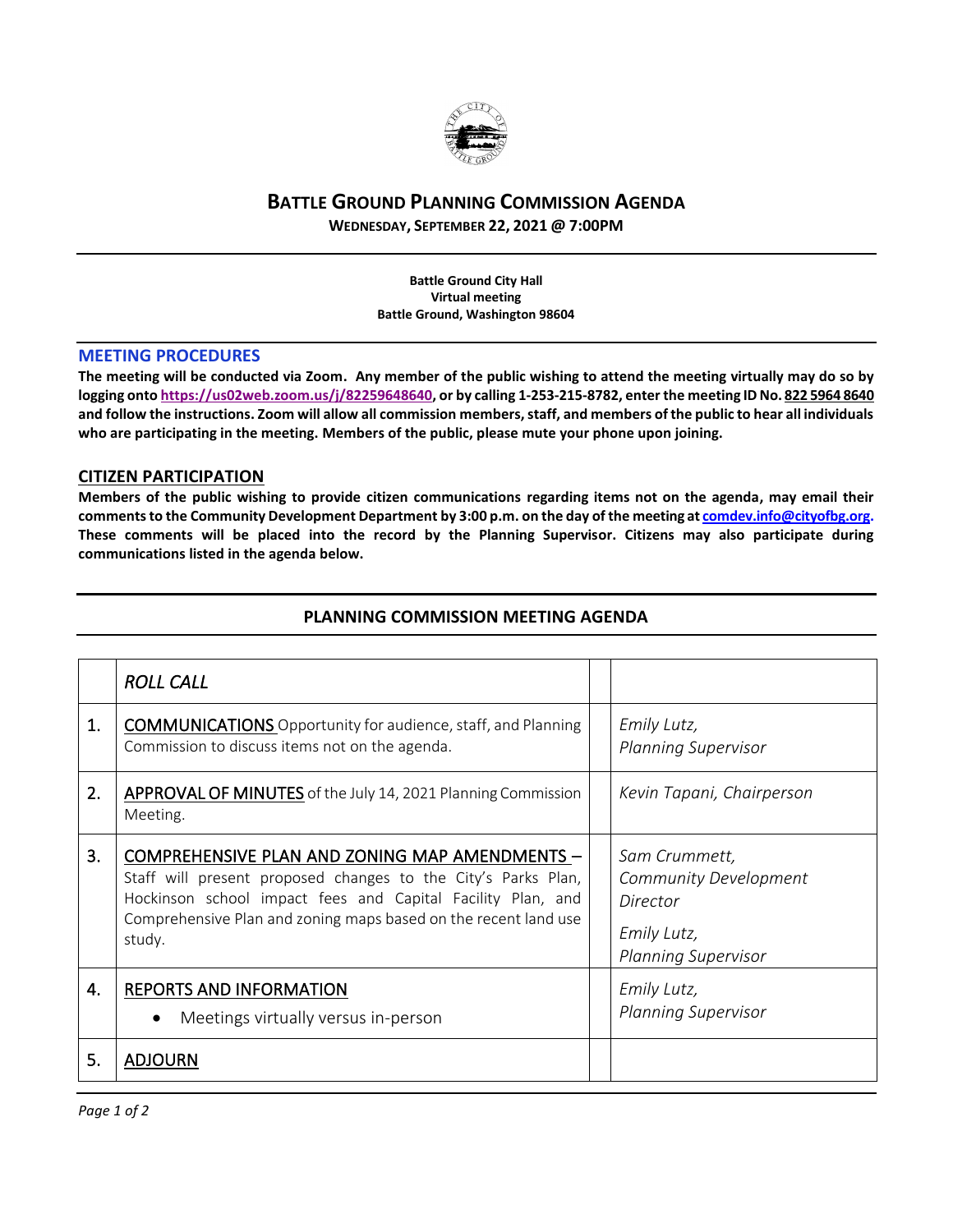# BATTLE GROUND PLANNING COMMISSION AGENDA

**WEDNESDAY, SEPTEMBER 22, 2021 @ 7:00PM**

**Battle Ground City Hall**
**Virtual meeting**
**Battle Ground, Washington 98604**

## MEETING PROCEDURES

**The meeting will be conducted via Zoom. Any member of the public wishing to attend the meeting virtually may do so by logging onto https://us02web.zoom.us/j/82259648640, or by calling 1-253-215-8782, enter the meeting ID No. 822 5964 8640 and follow the instructions. Zoom will allow all commission members, staff, and members of the public to hear all individuals who are participating in the meeting. Members of the public, please mute your phone upon joining.**

## CITIZEN PARTICIPATION

**Members of the public wishing to provide citizen communications regarding items not on the agenda, may email their comments to the Community Development Department by 3:00 p.m. on the day of the meeting at comdev.info@cityofbg.org. These comments will be placed into the record by the Planning Supervisor. Citizens may also participate during communications listed in the agenda below.**

## PLANNING COMMISSION MEETING AGENDA

| | | |
|---|---|---|
| | *ROLL CALL* | |
| 1. | COMMUNICATIONS Opportunity for audience, staff, and Planning Commission to discuss items not on the agenda. | *Emily Lutz, Planning Supervisor* |
| 2. | APPROVAL OF MINUTES of the July 14, 2021 Planning Commission Meeting. | *Kevin Tapani, Chairperson* |
| 3. | COMPREHENSIVE PLAN AND ZONING MAP AMENDMENTS – Staff will present proposed changes to the City's Parks Plan, Hockinson school impact fees and Capital Facility Plan, and Comprehensive Plan and zoning maps based on the recent land use study. | *Sam Crummett, Community Development Director*<br>*Emily Lutz, Planning Supervisor* |
| 4. | REPORTS AND INFORMATION<br>• Meetings virtually versus in-person | *Emily Lutz, Planning Supervisor* |
| 5. | ADJOURN | |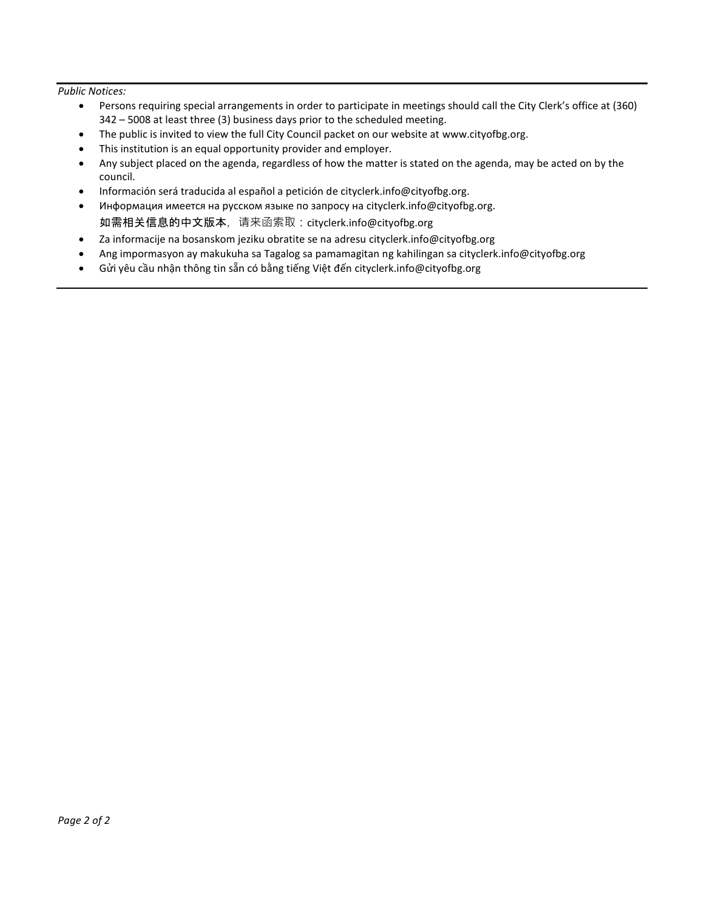*Public Notices:*

- Persons requiring special arrangements in order to participate in meetings should call the City Clerk's office at (360) 342 – 5008 at least three (3) business days prior to the scheduled meeting.
- The public is invited to view the full City Council packet on our website at www.cityofbg.org.
- This institution is an equal opportunity provider and employer.
- Any subject placed on the agenda, regardless of how the matter is stated on the agenda, may be acted on by the council.
- Información será traducida al español a petición de cityclerk.info@cityofbg.org.
- Информация имеется на русском языке по запросу на cityclerk.info@cityofbg.org.
  **如需相关信息的中文版本**，请来函索取：cityclerk.info@cityofbg.org
- Za informacije na bosanskom jeziku obratite se na adresu cityclerk.info@cityofbg.org
- Ang impormasyon ay makukuha sa Tagalog sa pamamagitan ng kahilingan sa cityclerk.info@cityofbg.org
- Gửi yêu cầu nhận thông tin sẵn có bằng tiếng Việt đến cityclerk.info@cityofbg.org